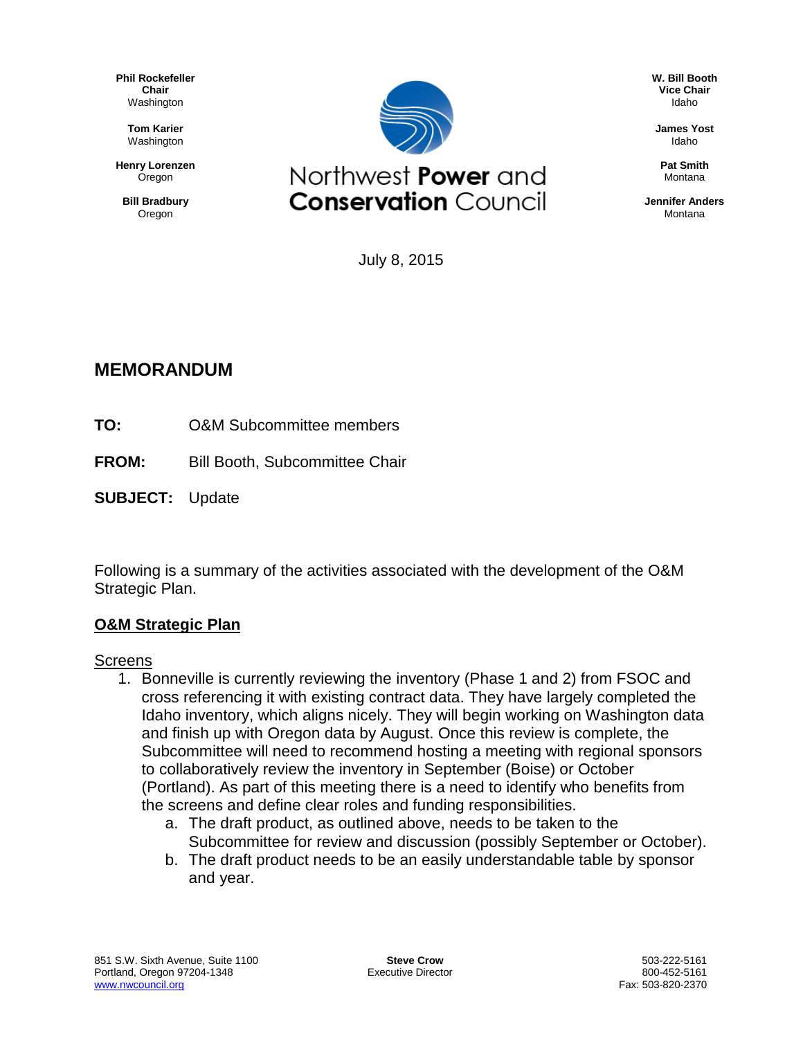Phil Rockefeller
**Chair**
Washington

**Tom Karier**
Washington

**Henry Lorenzen**
Oregon

**Bill Bradbury**
Oregon

# Northwest **Power** and **Conservation** Council

**W. Bill Booth**
**Vice Chair**
Idaho

**James Yost**
Idaho

**Pat Smith**
Montana

**Jennifer Anders**
Montana

July 8, 2015

## MEMORANDUM

**TO:** O&M Subcommittee members

**FROM:** Bill Booth, Subcommittee Chair

**SUBJECT:** Update

Following is a summary of the activities associated with the development of the O&M Strategic Plan.

### O&M Strategic Plan

Screens

1. Bonneville is currently reviewing the inventory (Phase 1 and 2) from FSOC and cross referencing it with existing contract data. They have largely completed the Idaho inventory, which aligns nicely. They will begin working on Washington data and finish up with Oregon data by August. Once this review is complete, the Subcommittee will need to recommend hosting a meeting with regional sponsors to collaboratively review the inventory in September (Boise) or October (Portland). As part of this meeting there is a need to identify who benefits from the screens and define clear roles and funding responsibilities.
   a. The draft product, as outlined above, needs to be taken to the Subcommittee for review and discussion (possibly September or October).
   b. The draft product needs to be an easily understandable table by sponsor and year.

851 S.W. Sixth Avenue, Suite 1100
Portland, Oregon 97204-1348
www.nwcouncil.org

**Steve Crow**
Executive Director

503-222-5161
800-452-5161
Fax: 503-820-2370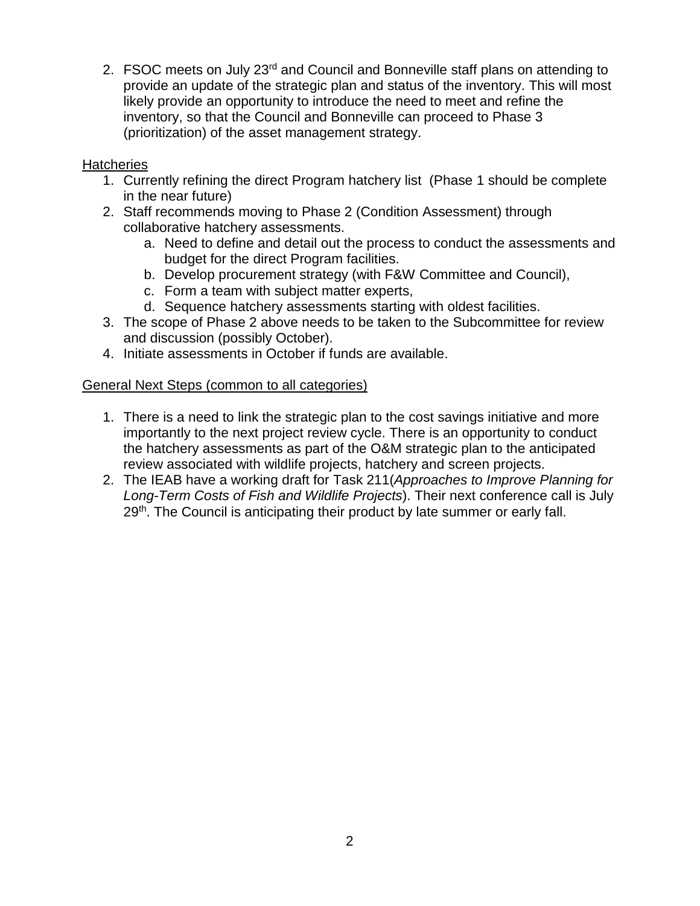2. FSOC meets on July 23rd and Council and Bonneville staff plans on attending to provide an update of the strategic plan and status of the inventory. This will most likely provide an opportunity to introduce the need to meet and refine the inventory, so that the Council and Bonneville can proceed to Phase 3 (prioritization) of the asset management strategy.

<u>Hatcheries</u>

1. Currently refining the direct Program hatchery list (Phase 1 should be complete in the near future)
2. Staff recommends moving to Phase 2 (Condition Assessment) through collaborative hatchery assessments.
   a. Need to define and detail out the process to conduct the assessments and budget for the direct Program facilities.
   b. Develop procurement strategy (with F&W Committee and Council),
   c. Form a team with subject matter experts,
   d. Sequence hatchery assessments starting with oldest facilities.
3. The scope of Phase 2 above needs to be taken to the Subcommittee for review and discussion (possibly October).
4. Initiate assessments in October if funds are available.

<u>General Next Steps (common to all categories)</u>

1. There is a need to link the strategic plan to the cost savings initiative and more importantly to the next project review cycle. There is an opportunity to conduct the hatchery assessments as part of the O&M strategic plan to the anticipated review associated with wildlife projects, hatchery and screen projects.
2. The IEAB have a working draft for Task 211(*Approaches to Improve Planning for Long-Term Costs of Fish and Wildlife Projects*). Their next conference call is July 29th. The Council is anticipating their product by late summer or early fall.